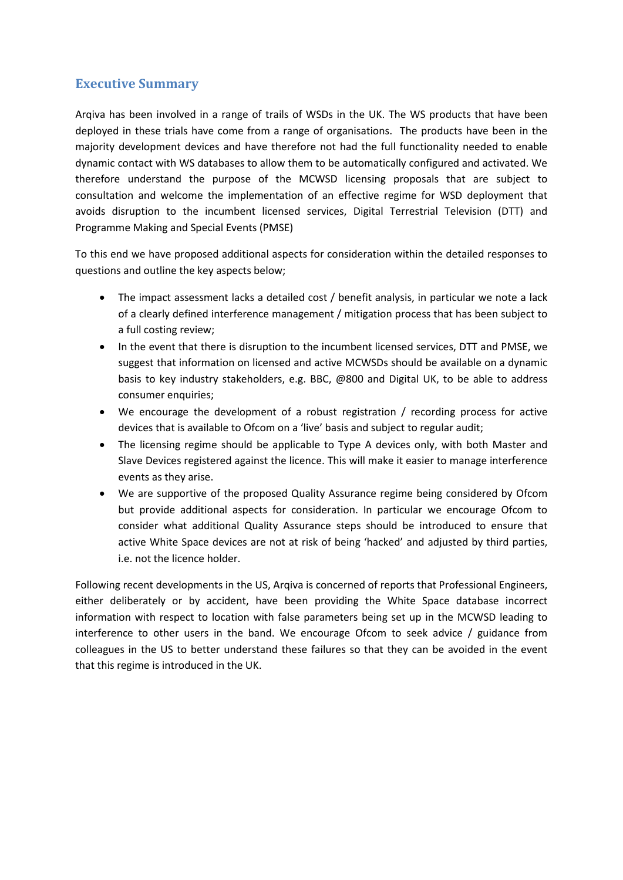## Executive Summary

Arqiva has been involved in a range of trails of WSDs in the UK. The WS products that have been deployed in these trials have come from a range of organisations. The products have been in the majority development devices and have therefore not had the full functionality needed to enable dynamic contact with WS databases to allow them to be automatically configured and activated. We therefore understand the purpose of the MCWSD licensing proposals that are subject to consultation and welcome the implementation of an effective regime for WSD deployment that avoids disruption to the incumbent licensed services, Digital Terrestrial Television (DTT) and Programme Making and Special Events (PMSE)

To this end we have proposed additional aspects for consideration within the detailed responses to questions and outline the key aspects below;

- The impact assessment lacks a detailed cost / benefit analysis, in particular we note a lack of a clearly defined interference management / mitigation process that has been subject to a full costing review;
- In the event that there is disruption to the incumbent licensed services, DTT and PMSE, we suggest that information on licensed and active MCWSDs should be available on a dynamic basis to key industry stakeholders, e.g. BBC, @800 and Digital UK, to be able to address consumer enquiries;
- We encourage the development of a robust registration / recording process for active devices that is available to Ofcom on a 'live' basis and subject to regular audit;
- The licensing regime should be applicable to Type A devices only, with both Master and Slave Devices registered against the licence. This will make it easier to manage interference events as they arise.
- We are supportive of the proposed Quality Assurance regime being considered by Ofcom but provide additional aspects for consideration. In particular we encourage Ofcom to consider what additional Quality Assurance steps should be introduced to ensure that active White Space devices are not at risk of being 'hacked' and adjusted by third parties, i.e. not the licence holder.

Following recent developments in the US, Arqiva is concerned of reports that Professional Engineers, either deliberately or by accident, have been providing the White Space database incorrect information with respect to location with false parameters being set up in the MCWSD leading to interference to other users in the band. We encourage Ofcom to seek advice / guidance from colleagues in the US to better understand these failures so that they can be avoided in the event that this regime is introduced in the UK.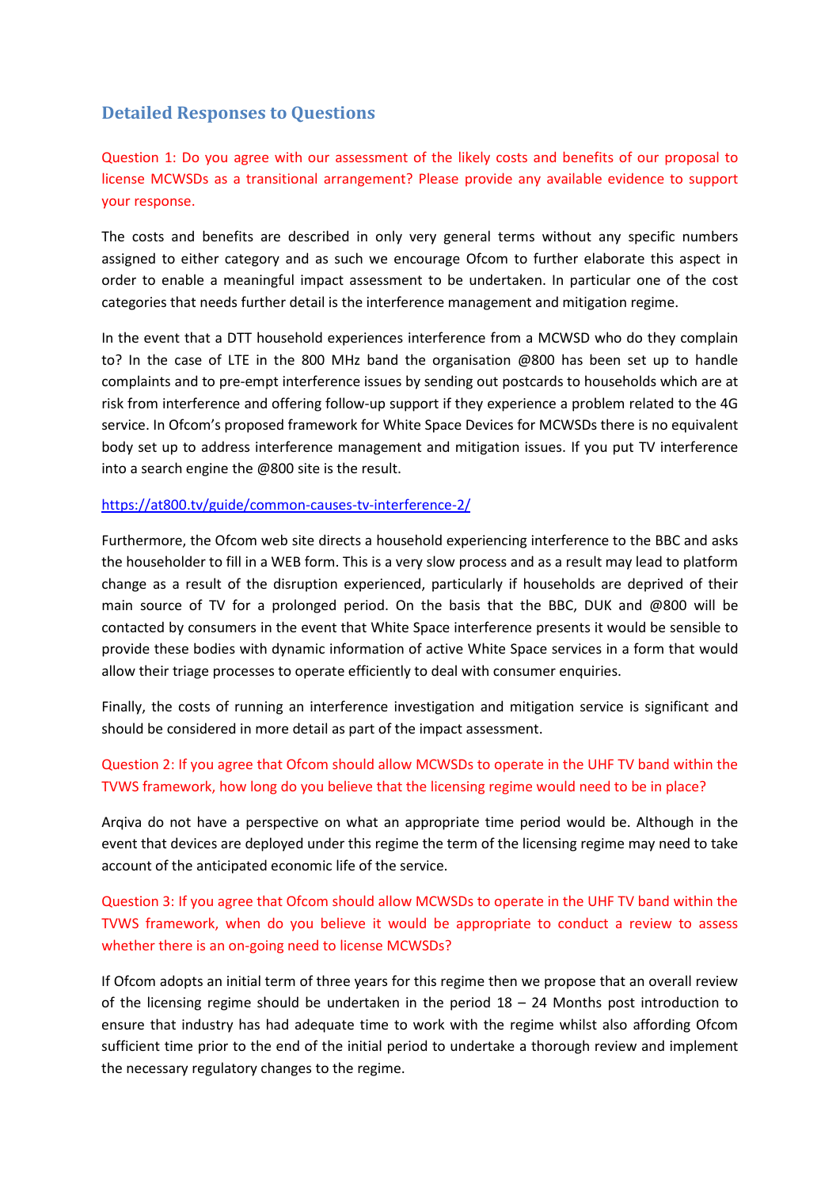## Detailed Responses to Questions

Question 1: Do you agree with our assessment of the likely costs and benefits of our proposal to license MCWSDs as a transitional arrangement? Please provide any available evidence to support your response.

The costs and benefits are described in only very general terms without any specific numbers assigned to either category and as such we encourage Ofcom to further elaborate this aspect in order to enable a meaningful impact assessment to be undertaken. In particular one of the cost categories that needs further detail is the interference management and mitigation regime.

In the event that a DTT household experiences interference from a MCWSD who do they complain to? In the case of LTE in the 800 MHz band the organisation @800 has been set up to handle complaints and to pre-empt interference issues by sending out postcards to households which are at risk from interference and offering follow-up support if they experience a problem related to the 4G service. In Ofcom's proposed framework for White Space Devices for MCWSDs there is no equivalent body set up to address interference management and mitigation issues. If you put TV interference into a search engine the @800 site is the result.

https://at800.tv/guide/common-causes-tv-interference-2/

Furthermore, the Ofcom web site directs a household experiencing interference to the BBC and asks the householder to fill in a WEB form. This is a very slow process and as a result may lead to platform change as a result of the disruption experienced, particularly if households are deprived of their main source of TV for a prolonged period. On the basis that the BBC, DUK and @800 will be contacted by consumers in the event that White Space interference presents it would be sensible to provide these bodies with dynamic information of active White Space services in a form that would allow their triage processes to operate efficiently to deal with consumer enquiries.

Finally, the costs of running an interference investigation and mitigation service is significant and should be considered in more detail as part of the impact assessment.

Question 2: If you agree that Ofcom should allow MCWSDs to operate in the UHF TV band within the TVWS framework, how long do you believe that the licensing regime would need to be in place?

Arqiva do not have a perspective on what an appropriate time period would be. Although in the event that devices are deployed under this regime the term of the licensing regime may need to take account of the anticipated economic life of the service.

Question 3: If you agree that Ofcom should allow MCWSDs to operate in the UHF TV band within the TVWS framework, when do you believe it would be appropriate to conduct a review to assess whether there is an on-going need to license MCWSDs?

If Ofcom adopts an initial term of three years for this regime then we propose that an overall review of the licensing regime should be undertaken in the period 18 – 24 Months post introduction to ensure that industry has had adequate time to work with the regime whilst also affording Ofcom sufficient time prior to the end of the initial period to undertake a thorough review and implement the necessary regulatory changes to the regime.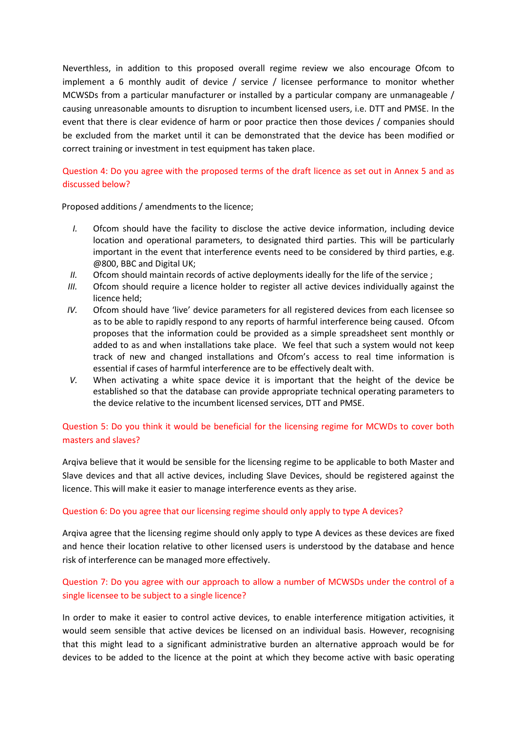Neverthless, in addition to this proposed overall regime review we also encourage Ofcom to implement a 6 monthly audit of device / service / licensee performance to monitor whether MCWSDs from a particular manufacturer or installed by a particular company are unmanageable / causing unreasonable amounts to disruption to incumbent licensed users, i.e. DTT and PMSE. In the event that there is clear evidence of harm or poor practice then those devices / companies should be excluded from the market until it can be demonstrated that the device has been modified or correct training or investment in test equipment has taken place.

### Question 4: Do you agree with the proposed terms of the draft licence as set out in Annex 5 and as discussed below?

Proposed additions / amendments to the licence;

- *I.* Ofcom should have the facility to disclose the active device information, including device location and operational parameters, to designated third parties. This will be particularly important in the event that interference events need to be considered by third parties, e.g. @800, BBC and Digital UK;
- *II.* Ofcom should maintain records of active deployments ideally for the life of the service ;
- *III.* Ofcom should require a licence holder to register all active devices individually against the licence held;
- *IV.* Ofcom should have 'live' device parameters for all registered devices from each licensee so as to be able to rapidly respond to any reports of harmful interference being caused. Ofcom proposes that the information could be provided as a simple spreadsheet sent monthly or added to as and when installations take place. We feel that such a system would not keep track of new and changed installations and Ofcom's access to real time information is essential if cases of harmful interference are to be effectively dealt with.
- *V.* When activating a white space device it is important that the height of the device be established so that the database can provide appropriate technical operating parameters to the device relative to the incumbent licensed services, DTT and PMSE.

### Question 5: Do you think it would be beneficial for the licensing regime for MCWDs to cover both masters and slaves?

Arqiva believe that it would be sensible for the licensing regime to be applicable to both Master and Slave devices and that all active devices, including Slave Devices, should be registered against the licence. This will make it easier to manage interference events as they arise.

### Question 6: Do you agree that our licensing regime should only apply to type A devices?

Arqiva agree that the licensing regime should only apply to type A devices as these devices are fixed and hence their location relative to other licensed users is understood by the database and hence risk of interference can be managed more effectively.

### Question 7: Do you agree with our approach to allow a number of MCWSDs under the control of a single licensee to be subject to a single licence?

In order to make it easier to control active devices, to enable interference mitigation activities, it would seem sensible that active devices be licensed on an individual basis. However, recognising that this might lead to a significant administrative burden an alternative approach would be for devices to be added to the licence at the point at which they become active with basic operating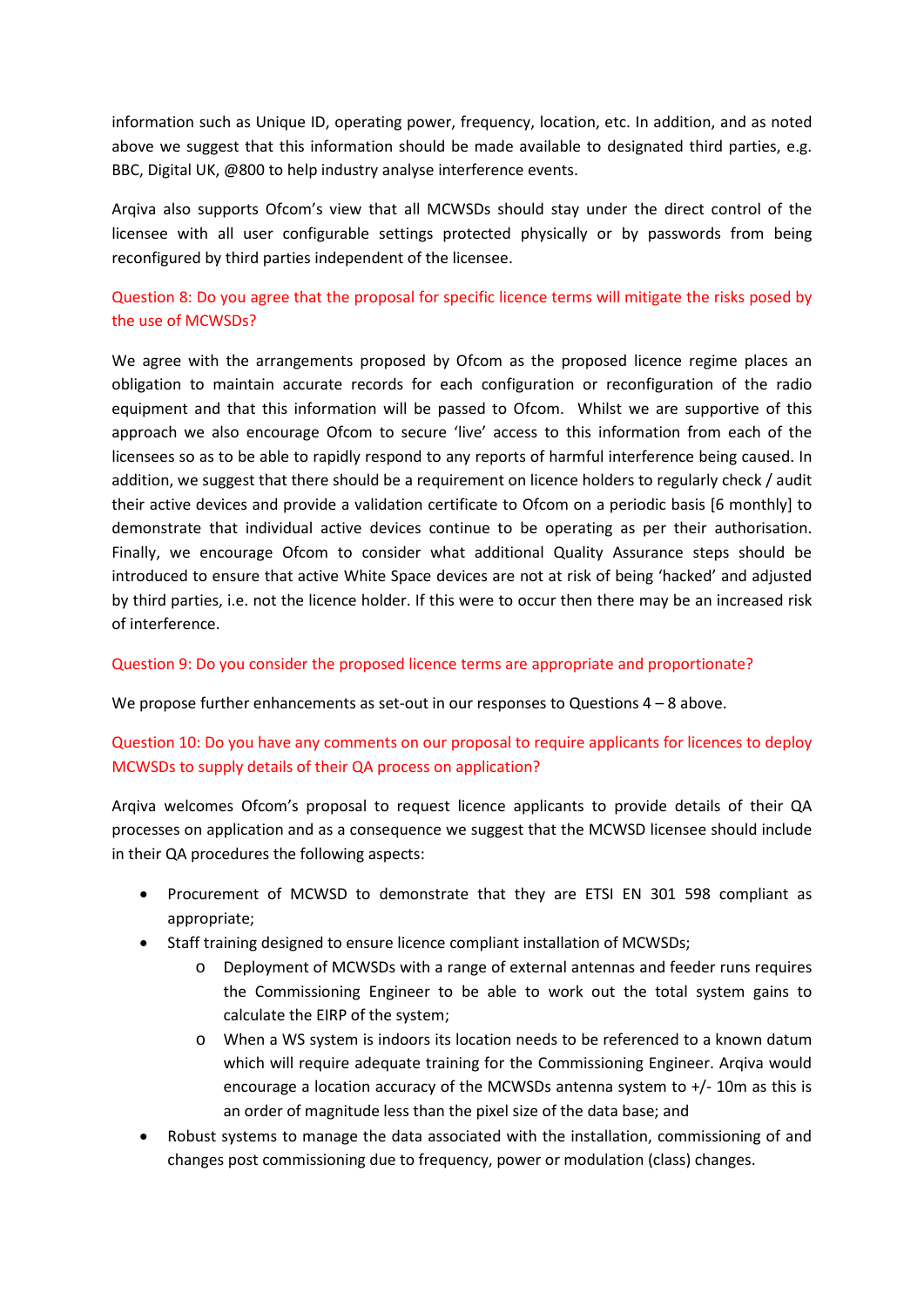information such as Unique ID, operating power, frequency, location, etc. In addition, and as noted above we suggest that this information should be made available to designated third parties, e.g. BBC, Digital UK, @800 to help industry analyse interference events.

Arqiva also supports Ofcom's view that all MCWSDs should stay under the direct control of the licensee with all user configurable settings protected physically or by passwords from being reconfigured by third parties independent of the licensee.

Question 8: Do you agree that the proposal for specific licence terms will mitigate the risks posed by the use of MCWSDs?

We agree with the arrangements proposed by Ofcom as the proposed licence regime places an obligation to maintain accurate records for each configuration or reconfiguration of the radio equipment and that this information will be passed to Ofcom. Whilst we are supportive of this approach we also encourage Ofcom to secure 'live' access to this information from each of the licensees so as to be able to rapidly respond to any reports of harmful interference being caused. In addition, we suggest that there should be a requirement on licence holders to regularly check / audit their active devices and provide a validation certificate to Ofcom on a periodic basis [6 monthly] to demonstrate that individual active devices continue to be operating as per their authorisation. Finally, we encourage Ofcom to consider what additional Quality Assurance steps should be introduced to ensure that active White Space devices are not at risk of being 'hacked' and adjusted by third parties, i.e. not the licence holder. If this were to occur then there may be an increased risk of interference.

Question 9: Do you consider the proposed licence terms are appropriate and proportionate?

We propose further enhancements as set-out in our responses to Questions 4 – 8 above.

Question 10: Do you have any comments on our proposal to require applicants for licences to deploy MCWSDs to supply details of their QA process on application?

Arqiva welcomes Ofcom's proposal to request licence applicants to provide details of their QA processes on application and as a consequence we suggest that the MCWSD licensee should include in their QA procedures the following aspects:

- Procurement of MCWSD to demonstrate that they are ETSI EN 301 598 compliant as appropriate;
- Staff training designed to ensure licence compliant installation of MCWSDs;
  - Deployment of MCWSDs with a range of external antennas and feeder runs requires the Commissioning Engineer to be able to work out the total system gains to calculate the EIRP of the system;
  - When a WS system is indoors its location needs to be referenced to a known datum which will require adequate training for the Commissioning Engineer. Arqiva would encourage a location accuracy of the MCWSDs antenna system to +/- 10m as this is an order of magnitude less than the pixel size of the data base; and
- Robust systems to manage the data associated with the installation, commissioning of and changes post commissioning due to frequency, power or modulation (class) changes.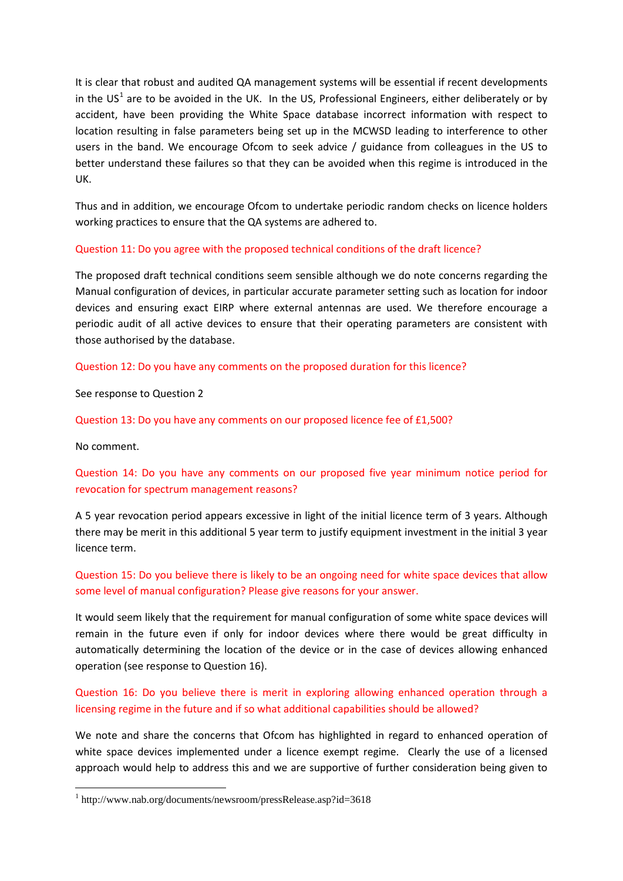It is clear that robust and audited QA management systems will be essential if recent developments in the US[1] are to be avoided in the UK. In the US, Professional Engineers, either deliberately or by accident, have been providing the White Space database incorrect information with respect to location resulting in false parameters being set up in the MCWSD leading to interference to other users in the band. We encourage Ofcom to seek advice / guidance from colleagues in the US to better understand these failures so that they can be avoided when this regime is introduced in the UK.

Thus and in addition, we encourage Ofcom to undertake periodic random checks on licence holders working practices to ensure that the QA systems are adhered to.

Question 11: Do you agree with the proposed technical conditions of the draft licence?

The proposed draft technical conditions seem sensible although we do note concerns regarding the Manual configuration of devices, in particular accurate parameter setting such as location for indoor devices and ensuring exact EIRP where external antennas are used. We therefore encourage a periodic audit of all active devices to ensure that their operating parameters are consistent with those authorised by the database.

Question 12: Do you have any comments on the proposed duration for this licence?

See response to Question 2

Question 13: Do you have any comments on our proposed licence fee of £1,500?

No comment.

Question 14: Do you have any comments on our proposed five year minimum notice period for revocation for spectrum management reasons?

A 5 year revocation period appears excessive in light of the initial licence term of 3 years. Although there may be merit in this additional 5 year term to justify equipment investment in the initial 3 year licence term.

Question 15: Do you believe there is likely to be an ongoing need for white space devices that allow some level of manual configuration? Please give reasons for your answer.

It would seem likely that the requirement for manual configuration of some white space devices will remain in the future even if only for indoor devices where there would be great difficulty in automatically determining the location of the device or in the case of devices allowing enhanced operation (see response to Question 16).

Question 16: Do you believe there is merit in exploring allowing enhanced operation through a licensing regime in the future and if so what additional capabilities should be allowed?

We note and share the concerns that Ofcom has highlighted in regard to enhanced operation of white space devices implemented under a licence exempt regime. Clearly the use of a licensed approach would help to address this and we are supportive of further consideration being given to

[1] http://www.nab.org/documents/newsroom/pressRelease.asp?id=3618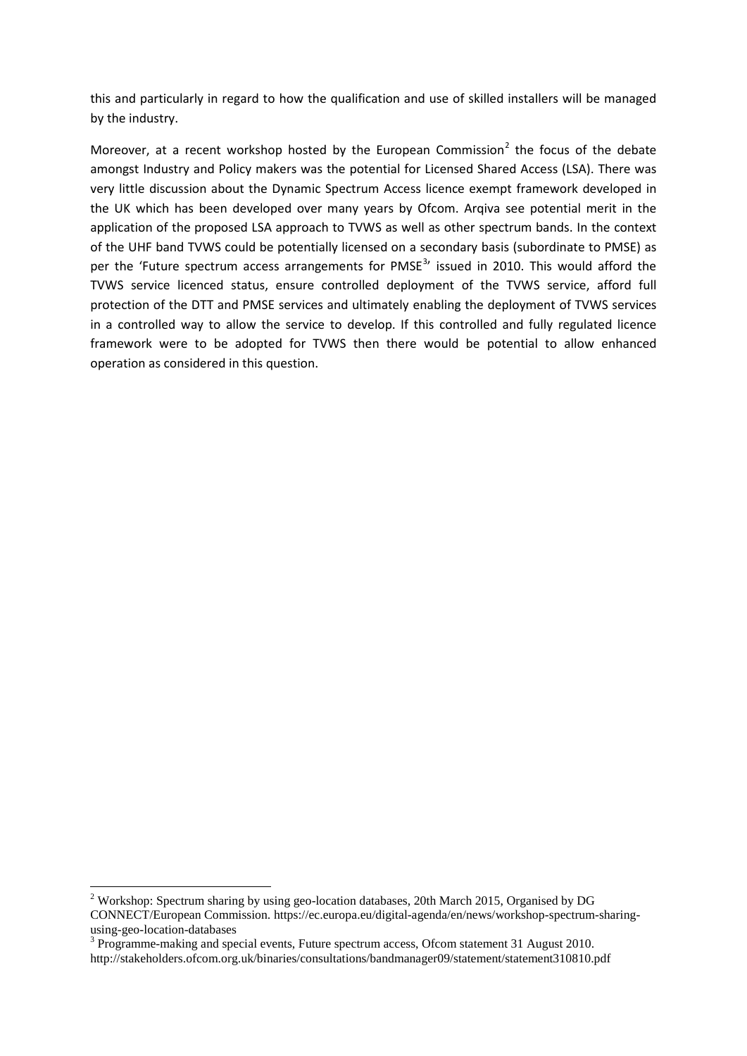this and particularly in regard to how the qualification and use of skilled installers will be managed by the industry.

Moreover, at a recent workshop hosted by the European Commission[2] the focus of the debate amongst Industry and Policy makers was the potential for Licensed Shared Access (LSA). There was very little discussion about the Dynamic Spectrum Access licence exempt framework developed in the UK which has been developed over many years by Ofcom. Arqiva see potential merit in the application of the proposed LSA approach to TVWS as well as other spectrum bands. In the context of the UHF band TVWS could be potentially licensed on a secondary basis (subordinate to PMSE) as per the 'Future spectrum access arrangements for PMSE[3]' issued in 2010. This would afford the TVWS service licenced status, ensure controlled deployment of the TVWS service, afford full protection of the DTT and PMSE services and ultimately enabling the deployment of TVWS services in a controlled way to allow the service to develop. If this controlled and fully regulated licence framework were to be adopted for TVWS then there would be potential to allow enhanced operation as considered in this question.

---

[2] Workshop: Spectrum sharing by using geo-location databases, 20th March 2015, Organised by DG CONNECT/European Commission. https://ec.europa.eu/digital-agenda/en/news/workshop-spectrum-sharing-using-geo-location-databases

[3] Programme-making and special events, Future spectrum access, Ofcom statement 31 August 2010. http://stakeholders.ofcom.org.uk/binaries/consultations/bandmanager09/statement/statement310810.pdf